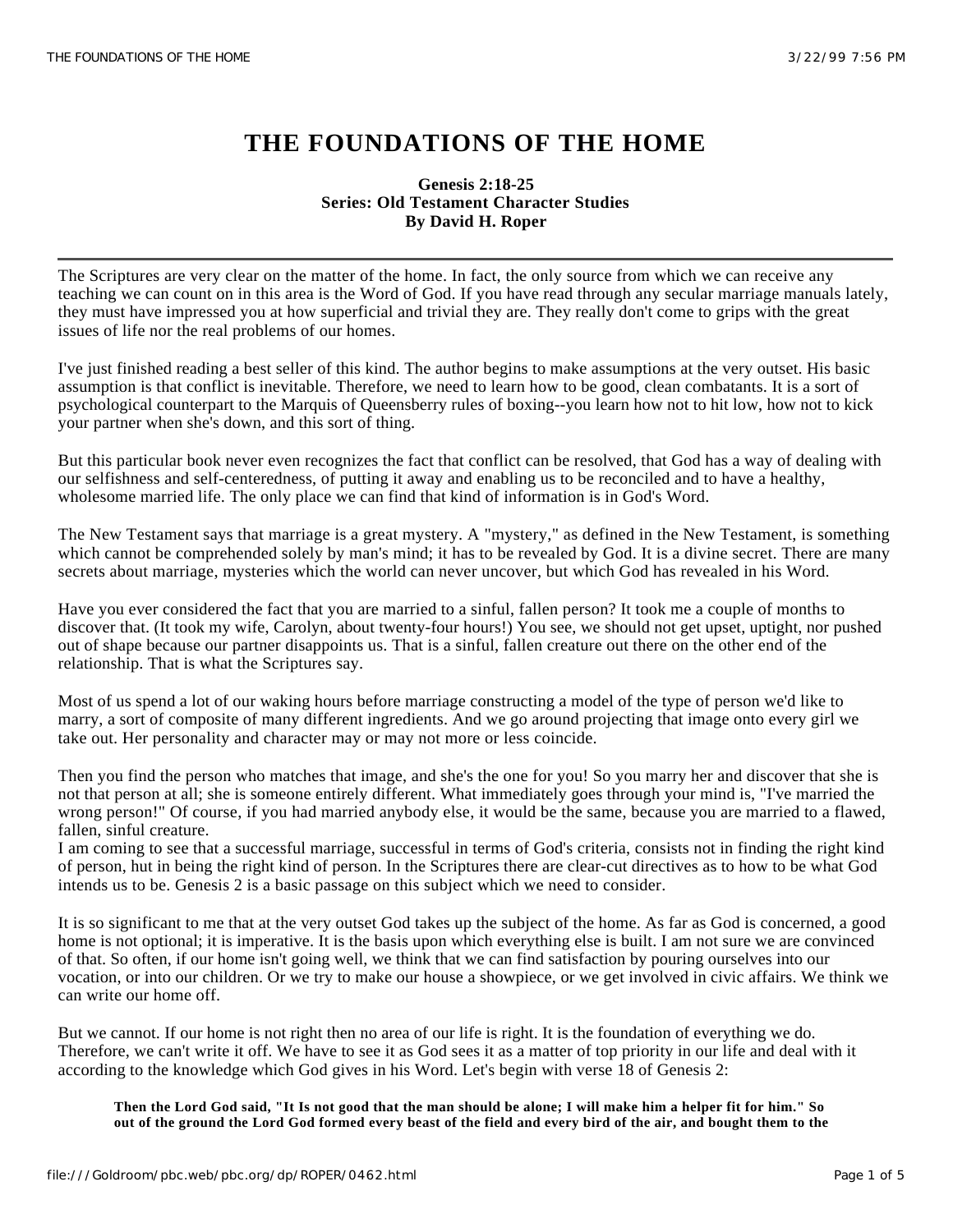# THE FOUNDATIONS OF THE HOME

**Genesis 2:18-25**
**Series: Old Testament Character Studies**
**By David H. Roper**

---

The Scriptures are very clear on the matter of the home. In fact, the only source from which we can receive any teaching we can count on in this area is the Word of God. If you have read through any secular marriage manuals lately, they must have impressed you at how superficial and trivial they are. They really don't come to grips with the great issues of life nor the real problems of our homes.

I've just finished reading a best seller of this kind. The author begins to make assumptions at the very outset. His basic assumption is that conflict is inevitable. Therefore, we need to learn how to be good, clean combatants. It is a sort of psychological counterpart to the Marquis of Queensberry rules of boxing--you learn how not to hit low, how not to kick your partner when she's down, and this sort of thing.

But this particular book never even recognizes the fact that conflict can be resolved, that God has a way of dealing with our selfishness and self-centeredness, of putting it away and enabling us to be reconciled and to have a healthy, wholesome married life. The only place we can find that kind of information is in God's Word.

The New Testament says that marriage is a great mystery. A "mystery," as defined in the New Testament, is something which cannot be comprehended solely by man's mind; it has to be revealed by God. It is a divine secret. There are many secrets about marriage, mysteries which the world can never uncover, but which God has revealed in his Word.

Have you ever considered the fact that you are married to a sinful, fallen person? It took me a couple of months to discover that. (It took my wife, Carolyn, about twenty-four hours!) You see, we should not get upset, uptight, nor pushed out of shape because our partner disappoints us. That is a sinful, fallen creature out there on the other end of the relationship. That is what the Scriptures say.

Most of us spend a lot of our waking hours before marriage constructing a model of the type of person we'd like to marry, a sort of composite of many different ingredients. And we go around projecting that image onto every girl we take out. Her personality and character may or may not more or less coincide.

Then you find the person who matches that image, and she's the one for you! So you marry her and discover that she is not that person at all; she is someone entirely different. What immediately goes through your mind is, "I've married the wrong person!" Of course, if you had married anybody else, it would be the same, because you are married to a flawed, fallen, sinful creature.
I am coming to see that a successful marriage, successful in terms of God's criteria, consists not in finding the right kind of person, hut in being the right kind of person. In the Scriptures there are clear-cut directives as to how to be what God intends us to be. Genesis 2 is a basic passage on this subject which we need to consider.

It is so significant to me that at the very outset God takes up the subject of the home. As far as God is concerned, a good home is not optional; it is imperative. It is the basis upon which everything else is built. I am not sure we are convinced of that. So often, if our home isn't going well, we think that we can find satisfaction by pouring ourselves into our vocation, or into our children. Or we try to make our house a showpiece, or we get involved in civic affairs. We think we can write our home off.

But we cannot. If our home is not right then no area of our life is right. It is the foundation of everything we do. Therefore, we can't write it off. We have to see it as God sees it as a matter of top priority in our life and deal with it according to the knowledge which God gives in his Word. Let's begin with verse 18 of Genesis 2:

> **Then the Lord God said, "It Is not good that the man should be alone; I will make him a helper fit for him." So out of the ground the Lord God formed every beast of the field and every bird of the air, and bought them to the**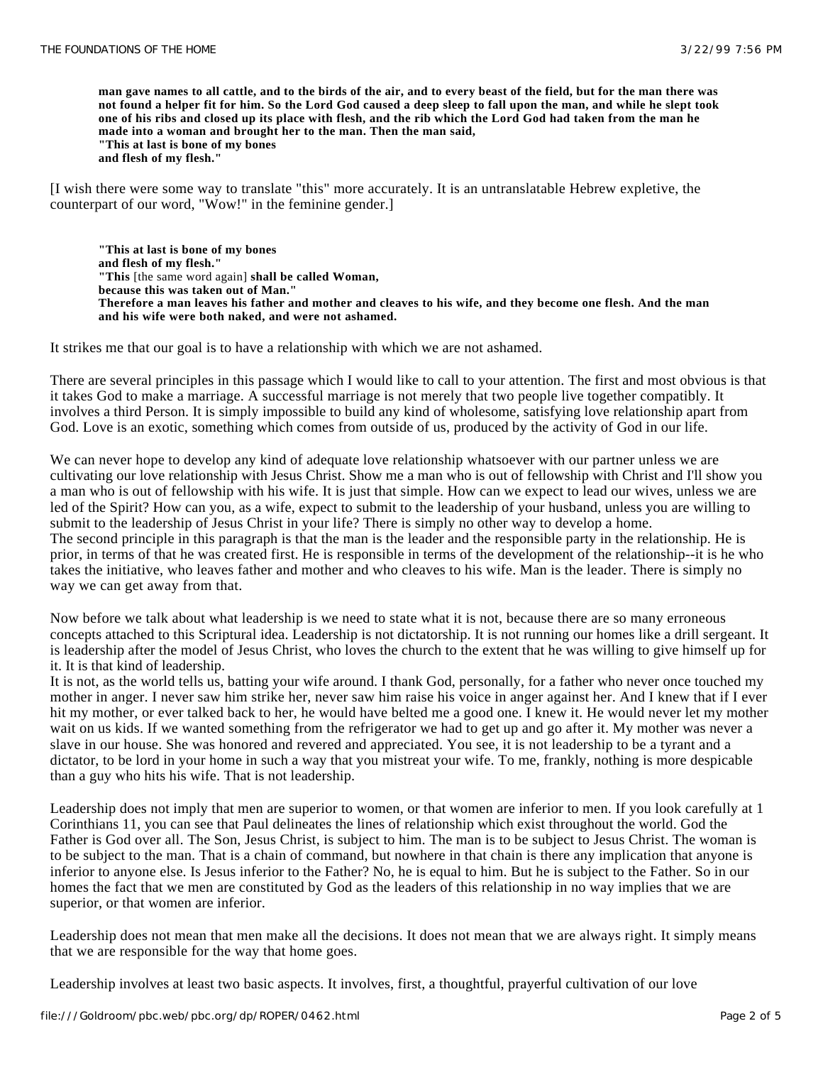> **man gave names to all cattle, and to the birds of the air, and to every beast of the field, but for the man there was not found a helper fit for him. So the Lord God caused a deep sleep to fall upon the man, and while he slept took one of his ribs and closed up its place with flesh, and the rib which the Lord God had taken from the man he made into a woman and brought her to the man. Then the man said,**
> **"This at last is bone of my bones**
> **and flesh of my flesh."**

[I wish there were some way to translate "this" more accurately. It is an untranslatable Hebrew expletive, the counterpart of our word, "Wow!" in the feminine gender.]

> **"This at last is bone of my bones**
> **and flesh of my flesh."**
> **"This** [the same word again] **shall be called Woman,**
> **because this was taken out of Man."**
> **Therefore a man leaves his father and mother and cleaves to his wife, and they become one flesh. And the man and his wife were both naked, and were not ashamed.**

It strikes me that our goal is to have a relationship with which we are not ashamed.

There are several principles in this passage which I would like to call to your attention. The first and most obvious is that it takes God to make a marriage. A successful marriage is not merely that two people live together compatibly. It involves a third Person. It is simply impossible to build any kind of wholesome, satisfying love relationship apart from God. Love is an exotic, something which comes from outside of us, produced by the activity of God in our life.

We can never hope to develop any kind of adequate love relationship whatsoever with our partner unless we are cultivating our love relationship with Jesus Christ. Show me a man who is out of fellowship with Christ and I'll show you a man who is out of fellowship with his wife. It is just that simple. How can we expect to lead our wives, unless we are led of the Spirit? How can you, as a wife, expect to submit to the leadership of your husband, unless you are willing to submit to the leadership of Jesus Christ in your life? There is simply no other way to develop a home.
The second principle in this paragraph is that the man is the leader and the responsible party in the relationship. He is prior, in terms of that he was created first. He is responsible in terms of the development of the relationship--it is he who takes the initiative, who leaves father and mother and who cleaves to his wife. Man is the leader. There is simply no way we can get away from that.

Now before we talk about what leadership is we need to state what it is not, because there are so many erroneous concepts attached to this Scriptural idea. Leadership is not dictatorship. It is not running our homes like a drill sergeant. It is leadership after the model of Jesus Christ, who loves the church to the extent that he was willing to give himself up for it. It is that kind of leadership.
It is not, as the world tells us, batting your wife around. I thank God, personally, for a father who never once touched my mother in anger. I never saw him strike her, never saw him raise his voice in anger against her. And I knew that if I ever hit my mother, or ever talked back to her, he would have belted me a good one. I knew it. He would never let my mother wait on us kids. If we wanted something from the refrigerator we had to get up and go after it. My mother was never a slave in our house. She was honored and revered and appreciated. You see, it is not leadership to be a tyrant and a dictator, to be lord in your home in such a way that you mistreat your wife. To me, frankly, nothing is more despicable than a guy who hits his wife. That is not leadership.

Leadership does not imply that men are superior to women, or that women are inferior to men. If you look carefully at 1 Corinthians 11, you can see that Paul delineates the lines of relationship which exist throughout the world. God the Father is God over all. The Son, Jesus Christ, is subject to him. The man is to be subject to Jesus Christ. The woman is to be subject to the man. That is a chain of command, but nowhere in that chain is there any implication that anyone is inferior to anyone else. Is Jesus inferior to the Father? No, he is equal to him. But he is subject to the Father. So in our homes the fact that we men are constituted by God as the leaders of this relationship in no way implies that we are superior, or that women are inferior.

Leadership does not mean that men make all the decisions. It does not mean that we are always right. It simply means that we are responsible for the way that home goes.

Leadership involves at least two basic aspects. It involves, first, a thoughtful, prayerful cultivation of our love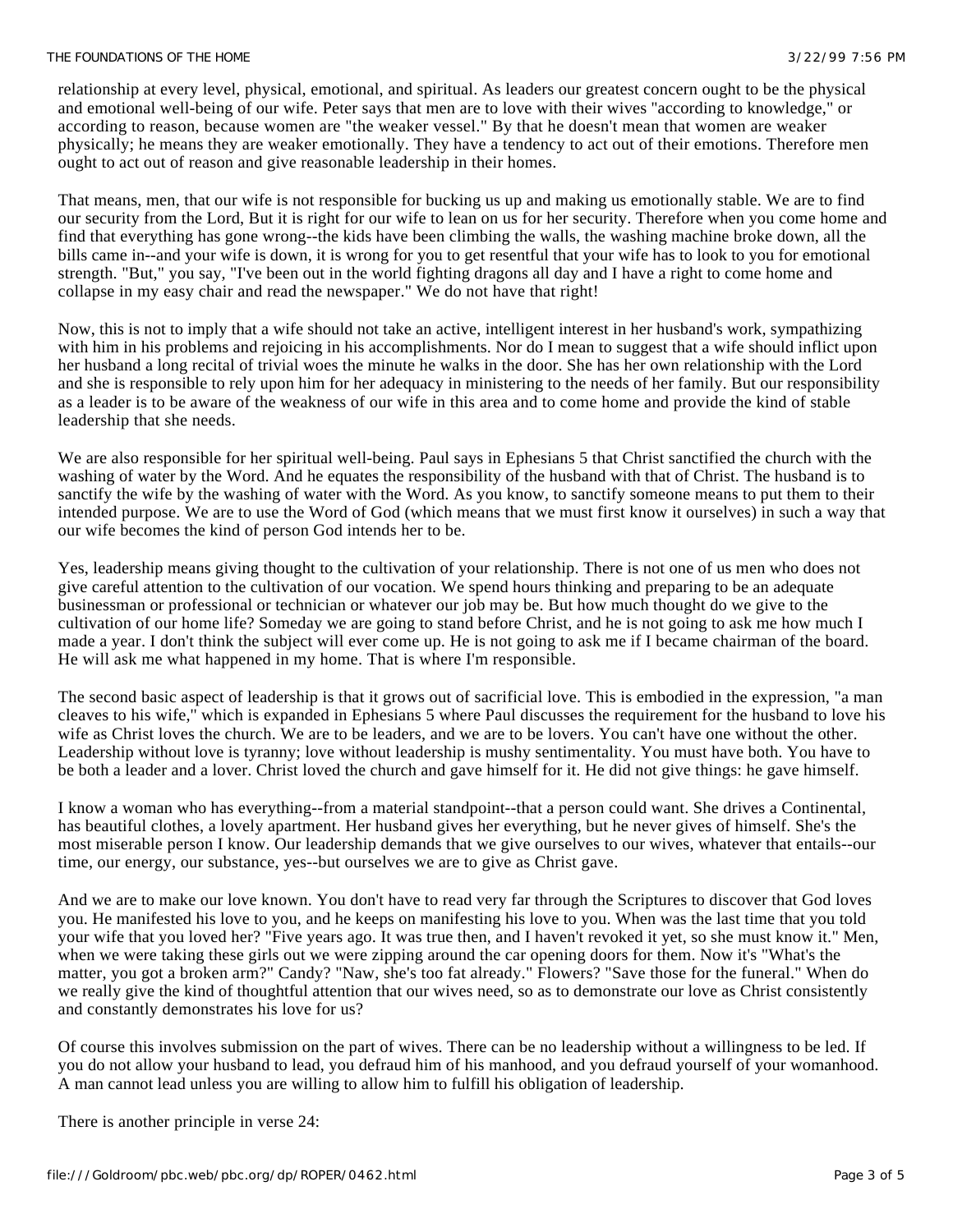relationship at every level, physical, emotional, and spiritual. As leaders our greatest concern ought to be the physical and emotional well-being of our wife. Peter says that men are to love with their wives "according to knowledge," or according to reason, because women are "the weaker vessel." By that he doesn't mean that women are weaker physically; he means they are weaker emotionally. They have a tendency to act out of their emotions. Therefore men ought to act out of reason and give reasonable leadership in their homes.

That means, men, that our wife is not responsible for bucking us up and making us emotionally stable. We are to find our security from the Lord, But it is right for our wife to lean on us for her security. Therefore when you come home and find that everything has gone wrong--the kids have been climbing the walls, the washing machine broke down, all the bills came in--and your wife is down, it is wrong for you to get resentful that your wife has to look to you for emotional strength. "But," you say, "I've been out in the world fighting dragons all day and I have a right to come home and collapse in my easy chair and read the newspaper." We do not have that right!

Now, this is not to imply that a wife should not take an active, intelligent interest in her husband's work, sympathizing with him in his problems and rejoicing in his accomplishments. Nor do I mean to suggest that a wife should inflict upon her husband a long recital of trivial woes the minute he walks in the door. She has her own relationship with the Lord and she is responsible to rely upon him for her adequacy in ministering to the needs of her family. But our responsibility as a leader is to be aware of the weakness of our wife in this area and to come home and provide the kind of stable leadership that she needs.

We are also responsible for her spiritual well-being. Paul says in Ephesians 5 that Christ sanctified the church with the washing of water by the Word. And he equates the responsibility of the husband with that of Christ. The husband is to sanctify the wife by the washing of water with the Word. As you know, to sanctify someone means to put them to their intended purpose. We are to use the Word of God (which means that we must first know it ourselves) in such a way that our wife becomes the kind of person God intends her to be.

Yes, leadership means giving thought to the cultivation of your relationship. There is not one of us men who does not give careful attention to the cultivation of our vocation. We spend hours thinking and preparing to be an adequate businessman or professional or technician or whatever our job may be. But how much thought do we give to the cultivation of our home life? Someday we are going to stand before Christ, and he is not going to ask me how much I made a year. I don't think the subject will ever come up. He is not going to ask me if I became chairman of the board. He will ask me what happened in my home. That is where I'm responsible.

The second basic aspect of leadership is that it grows out of sacrificial love. This is embodied in the expression, "a man cleaves to his wife," which is expanded in Ephesians 5 where Paul discusses the requirement for the husband to love his wife as Christ loves the church. We are to be leaders, and we are to be lovers. You can't have one without the other. Leadership without love is tyranny; love without leadership is mushy sentimentality. You must have both. You have to be both a leader and a lover. Christ loved the church and gave himself for it. He did not give things: he gave himself.

I know a woman who has everything--from a material standpoint--that a person could want. She drives a Continental, has beautiful clothes, a lovely apartment. Her husband gives her everything, but he never gives of himself. She's the most miserable person I know. Our leadership demands that we give ourselves to our wives, whatever that entails--our time, our energy, our substance, yes--but ourselves we are to give as Christ gave.

And we are to make our love known. You don't have to read very far through the Scriptures to discover that God loves you. He manifested his love to you, and he keeps on manifesting his love to you. When was the last time that you told your wife that you loved her? "Five years ago. It was true then, and I haven't revoked it yet, so she must know it." Men, when we were taking these girls out we were zipping around the car opening doors for them. Now it's "What's the matter, you got a broken arm?" Candy? "Naw, she's too fat already." Flowers? "Save those for the funeral." When do we really give the kind of thoughtful attention that our wives need, so as to demonstrate our love as Christ consistently and constantly demonstrates his love for us?

Of course this involves submission on the part of wives. There can be no leadership without a willingness to be led. If you do not allow your husband to lead, you defraud him of his manhood, and you defraud yourself of your womanhood. A man cannot lead unless you are willing to allow him to fulfill his obligation of leadership.

There is another principle in verse 24: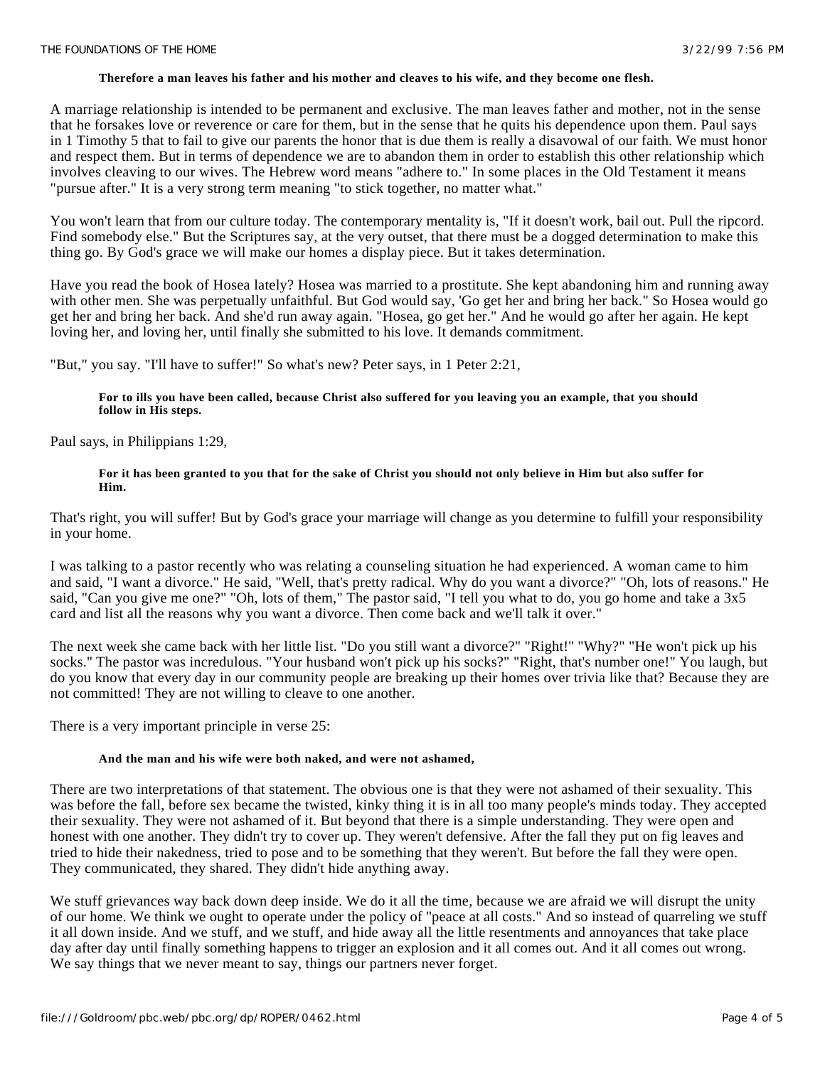**Therefore a man leaves his father and his mother and cleaves to his wife, and they become one flesh.**

A marriage relationship is intended to be permanent and exclusive. The man leaves father and mother, not in the sense that he forsakes love or reverence or care for them, but in the sense that he quits his dependence upon them. Paul says in 1 Timothy 5 that to fail to give our parents the honor that is due them is really a disavowal of our faith. We must honor and respect them. But in terms of dependence we are to abandon them in order to establish this other relationship which involves cleaving to our wives. The Hebrew word means "adhere to." In some places in the Old Testament it means "pursue after." It is a very strong term meaning "to stick together, no matter what."

You won't learn that from our culture today. The contemporary mentality is, "If it doesn't work, bail out. Pull the ripcord. Find somebody else." But the Scriptures say, at the very outset, that there must be a dogged determination to make this thing go. By God's grace we will make our homes a display piece. But it takes determination.

Have you read the book of Hosea lately? Hosea was married to a prostitute. She kept abandoning him and running away with other men. She was perpetually unfaithful. But God would say, 'Go get her and bring her back." So Hosea would go get her and bring her back. And she'd run away again. "Hosea, go get her." And he would go after her again. He kept loving her, and loving her, until finally she submitted to his love. It demands commitment.

"But," you say. "I'll have to suffer!" So what's new? Peter says, in 1 Peter 2:21,

> **For to ills you have been called, because Christ also suffered for you leaving you an example, that you should follow in His steps.**

Paul says, in Philippians 1:29,

> **For it has been granted to you that for the sake of Christ you should not only believe in Him but also suffer for Him.**

That's right, you will suffer! But by God's grace your marriage will change as you determine to fulfill your responsibility in your home.

I was talking to a pastor recently who was relating a counseling situation he had experienced. A woman came to him and said, "I want a divorce." He said, "Well, that's pretty radical. Why do you want a divorce?" "Oh, lots of reasons." He said, "Can you give me one?" "Oh, lots of them," The pastor said, "I tell you what to do, you go home and take a 3x5 card and list all the reasons why you want a divorce. Then come back and we'll talk it over."

The next week she came back with her little list. "Do you still want a divorce?" "Right!" "Why?" "He won't pick up his socks." The pastor was incredulous. "Your husband won't pick up his socks?" "Right, that's number one!" You laugh, but do you know that every day in our community people are breaking up their homes over trivia like that? Because they are not committed! They are not willing to cleave to one another.

There is a very important principle in verse 25:

> **And the man and his wife were both naked, and were not ashamed,**

There are two interpretations of that statement. The obvious one is that they were not ashamed of their sexuality. This was before the fall, before sex became the twisted, kinky thing it is in all too many people's minds today. They accepted their sexuality. They were not ashamed of it. But beyond that there is a simple understanding. They were open and honest with one another. They didn't try to cover up. They weren't defensive. After the fall they put on fig leaves and tried to hide their nakedness, tried to pose and to be something that they weren't. But before the fall they were open. They communicated, they shared. They didn't hide anything away.

We stuff grievances way back down deep inside. We do it all the time, because we are afraid we will disrupt the unity of our home. We think we ought to operate under the policy of "peace at all costs." And so instead of quarreling we stuff it all down inside. And we stuff, and we stuff, and hide away all the little resentments and annoyances that take place day after day until finally something happens to trigger an explosion and it all comes out. And it all comes out wrong. We say things that we never meant to say, things our partners never forget.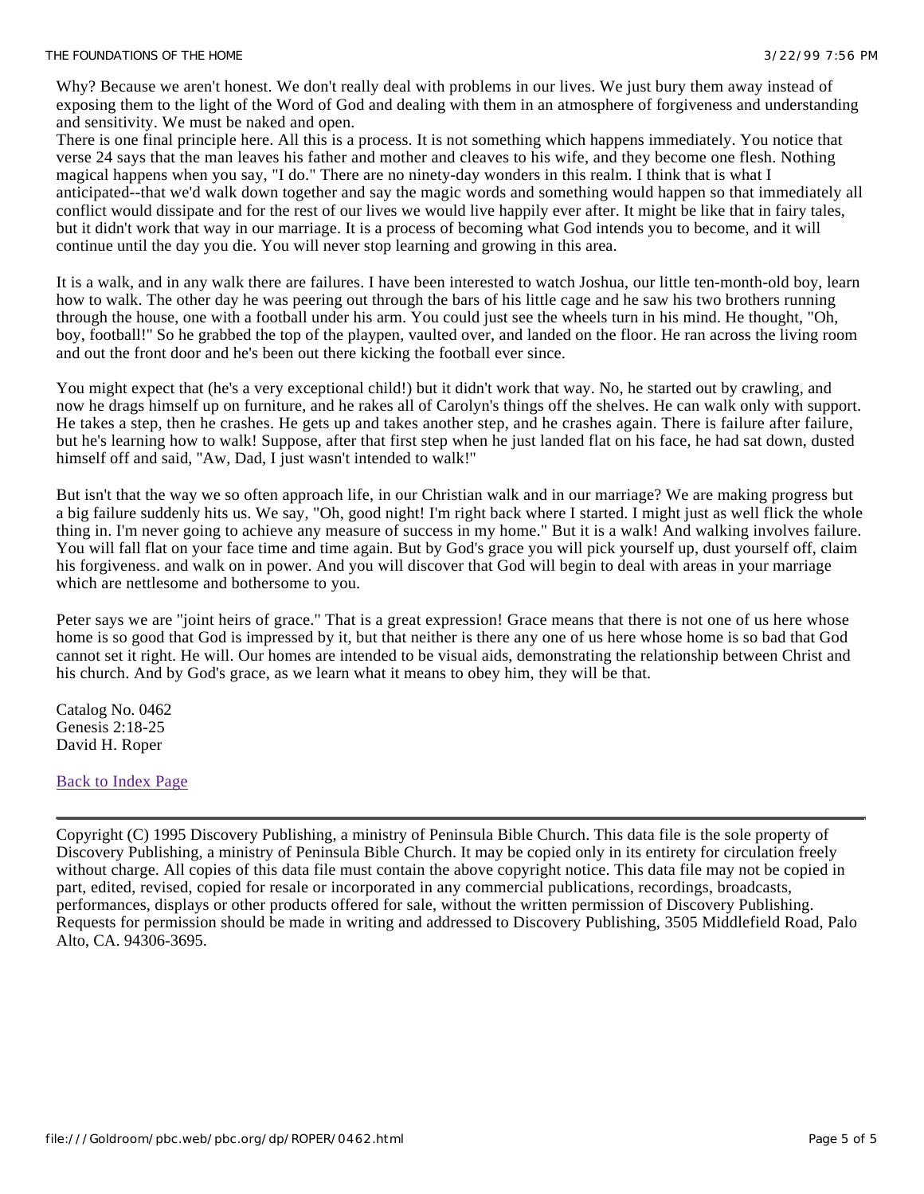Why? Because we aren't honest. We don't really deal with problems in our lives. We just bury them away instead of exposing them to the light of the Word of God and dealing with them in an atmosphere of forgiveness and understanding and sensitivity. We must be naked and open.

There is one final principle here. All this is a process. It is not something which happens immediately. You notice that verse 24 says that the man leaves his father and mother and cleaves to his wife, and they become one flesh. Nothing magical happens when you say, "I do." There are no ninety-day wonders in this realm. I think that is what I anticipated--that we'd walk down together and say the magic words and something would happen so that immediately all conflict would dissipate and for the rest of our lives we would live happily ever after. It might be like that in fairy tales, but it didn't work that way in our marriage. It is a process of becoming what God intends you to become, and it will continue until the day you die. You will never stop learning and growing in this area.

It is a walk, and in any walk there are failures. I have been interested to watch Joshua, our little ten-month-old boy, learn how to walk. The other day he was peering out through the bars of his little cage and he saw his two brothers running through the house, one with a football under his arm. You could just see the wheels turn in his mind. He thought, "Oh, boy, football!" So he grabbed the top of the playpen, vaulted over, and landed on the floor. He ran across the living room and out the front door and he's been out there kicking the football ever since.

You might expect that (he's a very exceptional child!) but it didn't work that way. No, he started out by crawling, and now he drags himself up on furniture, and he rakes all of Carolyn's things off the shelves. He can walk only with support. He takes a step, then he crashes. He gets up and takes another step, and he crashes again. There is failure after failure, but he's learning how to walk! Suppose, after that first step when he just landed flat on his face, he had sat down, dusted himself off and said, "Aw, Dad, I just wasn't intended to walk!"

But isn't that the way we so often approach life, in our Christian walk and in our marriage? We are making progress but a big failure suddenly hits us. We say, "Oh, good night! I'm right back where I started. I might just as well flick the whole thing in. I'm never going to achieve any measure of success in my home." But it is a walk! And walking involves failure. You will fall flat on your face time and time again. But by God's grace you will pick yourself up, dust yourself off, claim his forgiveness. and walk on in power. And you will discover that God will begin to deal with areas in your marriage which are nettlesome and bothersome to you.

Peter says we are "joint heirs of grace." That is a great expression! Grace means that there is not one of us here whose home is so good that God is impressed by it, but that neither is there any one of us here whose home is so bad that God cannot set it right. He will. Our homes are intended to be visual aids, demonstrating the relationship between Christ and his church. And by God's grace, as we learn what it means to obey him, they will be that.

Catalog No. 0462
Genesis 2:18-25
David H. Roper

Back to Index Page

---

Copyright (C) 1995 Discovery Publishing, a ministry of Peninsula Bible Church. This data file is the sole property of Discovery Publishing, a ministry of Peninsula Bible Church. It may be copied only in its entirety for circulation freely without charge. All copies of this data file must contain the above copyright notice. This data file may not be copied in part, edited, revised, copied for resale or incorporated in any commercial publications, recordings, broadcasts, performances, displays or other products offered for sale, without the written permission of Discovery Publishing. Requests for permission should be made in writing and addressed to Discovery Publishing, 3505 Middlefield Road, Palo Alto, CA. 94306-3695.